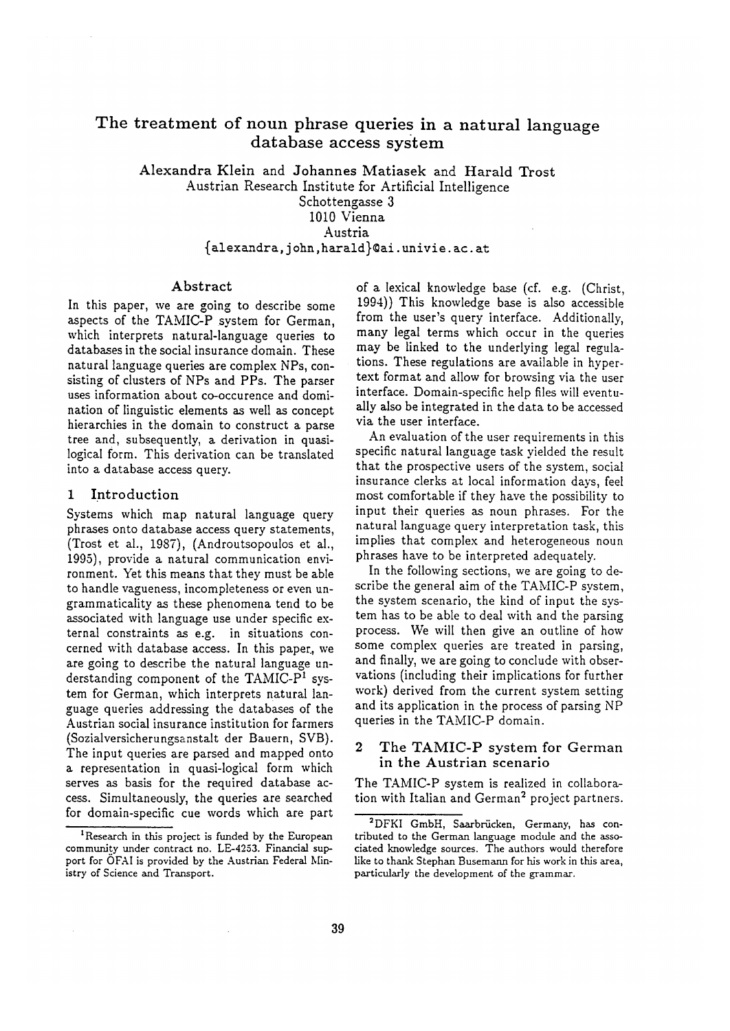# The treatment of noun phrase queries in a natural language database access system

**Alexandra Klein** and **Johannes Matiasek** and **Harald Trost**
Austrian Research Institute for Artificial Intelligence
Schottengasse 3
1010 Vienna
Austria
{alexandra,john,harald}@ai.univie.ac.at

## Abstract

In this paper, we are going to describe some aspects of the TAMIC-P system for German, which interprets natural-language queries to databases in the social insurance domain. These natural language queries are complex NPs, consisting of clusters of NPs and PPs. The parser uses information about co-occurence and domination of linguistic elements as well as concept hierarchies in the domain to construct a parse tree and, subsequently, a derivation in quasi-logical form. This derivation can be translated into a database access query.

## 1 Introduction

Systems which map natural language query phrases onto database access query statements, (Trost et al., 1987), (Androutsopoulos et al., 1995), provide a natural communication environment. Yet this means that they must be able to handle vagueness, incompleteness or even ungrammaticality as these phenomena tend to be associated with language use under specific external constraints as e.g. in situations concerned with database access. In this paper, we are going to describe the natural language understanding component of the TAMIC-P[1] system for German, which interprets natural language queries addressing the databases of the Austrian social insurance institution for farmers (Sozialversicherungsanstalt der Bauern, SVB). The input queries are parsed and mapped onto a representation in quasi-logical form which serves as basis for the required database access. Simultaneously, the queries are searched for domain-specific cue words which are part of a lexical knowledge base (cf. e.g. (Christ, 1994)) This knowledge base is also accessible from the user's query interface. Additionally, many legal terms which occur in the queries may be linked to the underlying legal regulations. These regulations are available in hypertext format and allow for browsing via the user interface. Domain-specific help files will eventually also be integrated in the data to be accessed via the user interface.

An evaluation of the user requirements in this specific natural language task yielded the result that the prospective users of the system, social insurance clerks at local information days, feel most comfortable if they have the possibility to input their queries as noun phrases. For the natural language query interpretation task, this implies that complex and heterogeneous noun phrases have to be interpreted adequately.

In the following sections, we are going to describe the general aim of the TAMIC-P system, the system scenario, the kind of input the system has to be able to deal with and the parsing process. We will then give an outline of how some complex queries are treated in parsing, and finally, we are going to conclude with observations (including their implications for further work) derived from the current system setting and its application in the process of parsing NP queries in the TAMIC-P domain.

## 2 The TAMIC-P system for German in the Austrian scenario

The TAMIC-P system is realized in collaboration with Italian and German[2] project partners.

---

[1] Research in this project is funded by the European community under contract no. LE-4253. Financial support for ÖFAI is provided by the Austrian Federal Ministry of Science and Transport.

[2] DFKI GmbH, Saarbrücken, Germany, has contributed to the German language module and the associated knowledge sources. The authors would therefore like to thank Stephan Busemann for his work in this area, particularly the development of the grammar.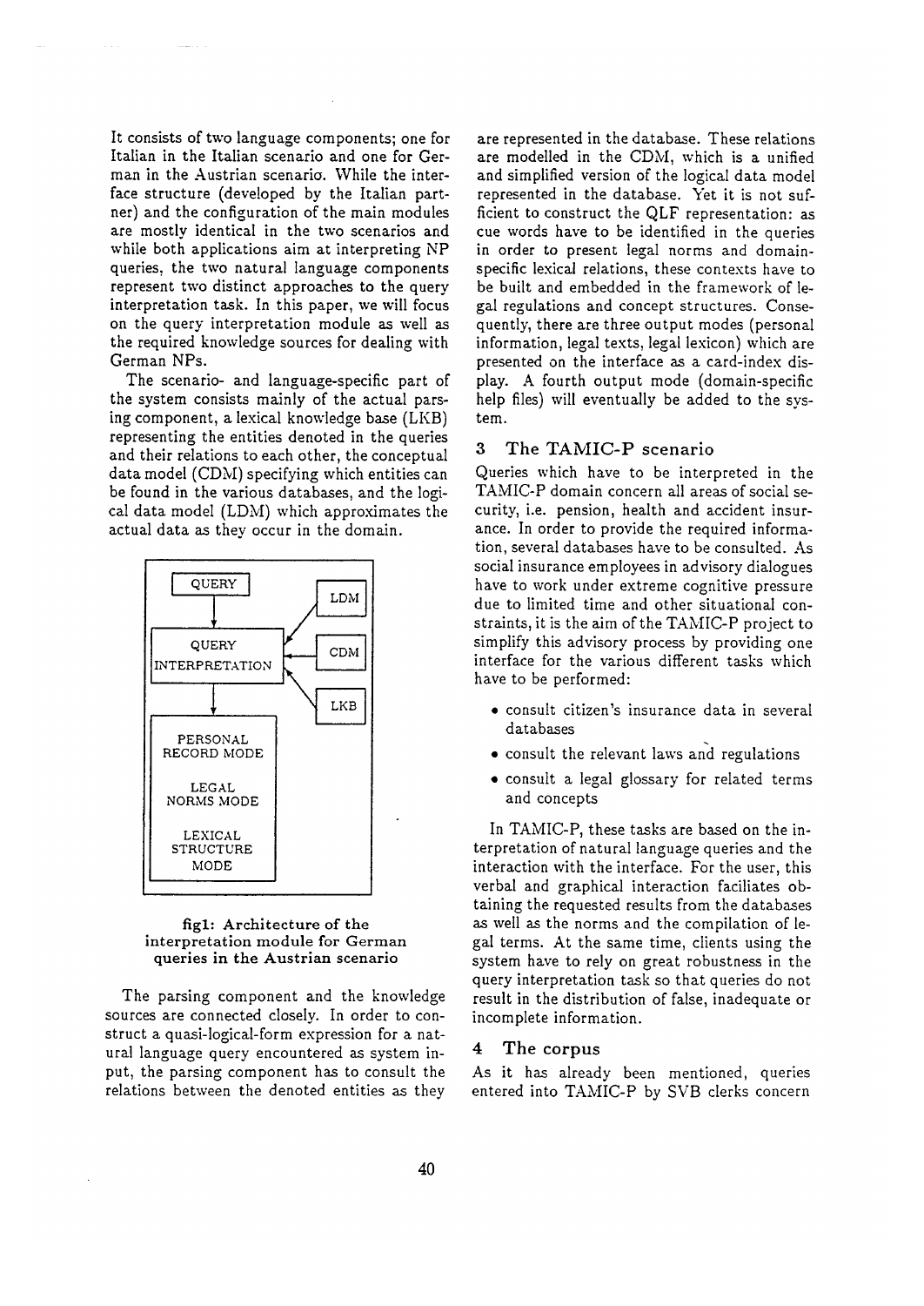It consists of two language components; one for Italian in the Italian scenario and one for German in the Austrian scenario. While the interface structure (developed by the Italian partner) and the configuration of the main modules are mostly identical in the two scenarios and while both applications aim at interpreting NP queries, the two natural language components represent two distinct approaches to the query interpretation task. In this paper, we will focus on the query interpretation module as well as the required knowledge sources for dealing with German NPs.

The scenario- and language-specific part of the system consists mainly of the actual parsing component, a lexical knowledge base (LKB) representing the entities denoted in the queries and their relations to each other, the conceptual data model (CDM) specifying which entities can be found in the various databases, and the logical data model (LDM) which approximates the actual data as they occur in the domain.

QUERY

QUERY INTERPRETATION

LDM

CDM

LKB

PERSONAL RECORD MODE

LEGAL NORMS MODE

LEXICAL STRUCTURE MODE

**fig1: Architecture of the interpretation module for German queries in the Austrian scenario**

The parsing component and the knowledge sources are connected closely. In order to construct a quasi-logical-form expression for a natural language query encountered as system input, the parsing component has to consult the relations between the denoted entities as they are represented in the database. These relations are modelled in the CDM, which is a unified and simplified version of the logical data model represented in the database. Yet it is not sufficient to construct the QLF representation: as cue words have to be identified in the queries in order to present legal norms and domain-specific lexical relations, these contexts have to be built and embedded in the framework of legal regulations and concept structures. Consequently, there are three output modes (personal information, legal texts, legal lexicon) which are presented on the interface as a card-index display. A fourth output mode (domain-specific help files) will eventually be added to the system.

## 3 The TAMIC-P scenario

Queries which have to be interpreted in the TAMIC-P domain concern all areas of social security, i.e. pension, health and accident insurance. In order to provide the required information, several databases have to be consulted. As social insurance employees in advisory dialogues have to work under extreme cognitive pressure due to limited time and other situational constraints, it is the aim of the TAMIC-P project to simplify this advisory process by providing one interface for the various different tasks which have to be performed:

- consult citizen's insurance data in several databases
- consult the relevant laws and regulations
- consult a legal glossary for related terms and concepts

In TAMIC-P, these tasks are based on the interpretation of natural language queries and the interaction with the interface. For the user, this verbal and graphical interaction faciliates obtaining the requested results from the databases as well as the norms and the compilation of legal terms. At the same time, clients using the system have to rely on great robustness in the query interpretation task so that queries do not result in the distribution of false, inadequate or incomplete information.

## 4 The corpus

As it has already been mentioned, queries entered into TAMIC-P by SVB clerks concern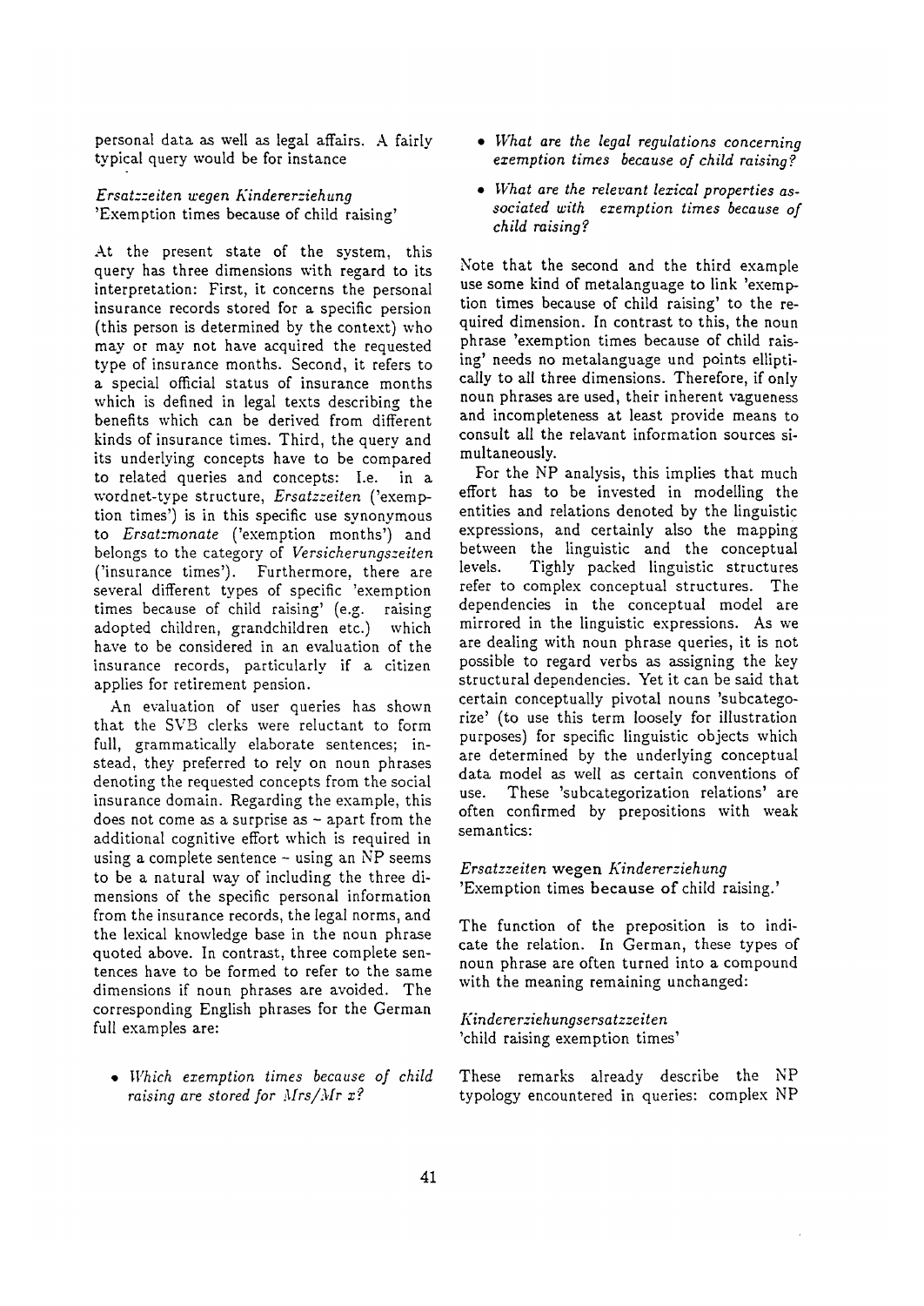personal data as well as legal affairs. A fairly typical query would be for instance

*Ersatzzeiten wegen Kindererziehung*
'Exemption times because of child raising'

At the present state of the system, this query has three dimensions with regard to its interpretation: First, it concerns the personal insurance records stored for a specific persion (this person is determined by the context) who may or may not have acquired the requested type of insurance months. Second, it refers to a special official status of insurance months which is defined in legal texts describing the benefits which can be derived from different kinds of insurance times. Third, the query and its underlying concepts have to be compared to related queries and concepts: I.e. in a wordnet-type structure, *Ersatzzeiten* ('exemption times') is in this specific use synonymous to *Ersatzmonate* ('exemption months') and belongs to the category of *Versicherungszeiten* ('insurance times'). Furthermore, there are several different types of specific 'exemption times because of child raising' (e.g. raising adopted children, grandchildren etc.) which have to be considered in an evaluation of the insurance records, particularly if a citizen applies for retirement pension.

An evaluation of user queries has shown that the SVB clerks were reluctant to form full, grammatically elaborate sentences; instead, they preferred to rely on noun phrases denoting the requested concepts from the social insurance domain. Regarding the example, this does not come as a surprise as – apart from the additional cognitive effort which is required in using a complete sentence – using an NP seems to be a natural way of including the three dimensions of the specific personal information from the insurance records, the legal norms, and the lexical knowledge base in the noun phrase quoted above. In contrast, three complete sentences have to be formed to refer to the same dimensions if noun phrases are avoided. The corresponding English phrases for the German full examples are:

- *Which exemption times because of child raising are stored for Mrs/Mr x?*
- *What are the legal regulations concerning exemption times because of child raising?*
- *What are the relevant lexical properties associated with exemption times because of child raising?*

Note that the second and the third example use some kind of metalanguage to link 'exemption times because of child raising' to the required dimension. In contrast to this, the noun phrase 'exemption times because of child raising' needs no metalanguage und points elliptically to all three dimensions. Therefore, if only noun phrases are used, their inherent vagueness and incompleteness at least provide means to consult all the relavant information sources simultaneously.

For the NP analysis, this implies that much effort has to be invested in modelling the entities and relations denoted by the linguistic expressions, and certainly also the mapping between the linguistic and the conceptual levels. Tighly packed linguistic structures refer to complex conceptual structures. The dependencies in the conceptual model are mirrored in the linguistic expressions. As we are dealing with noun phrase queries, it is not possible to regard verbs as assigning the key structural dependencies. Yet it can be said that certain conceptually pivotal nouns 'subcategorize' (to use this term loosely for illustration purposes) for specific linguistic objects which are determined by the underlying conceptual data model as well as certain conventions of use. These 'subcategorization relations' are often confirmed by prepositions with weak semantics:

*Ersatzzeiten* wegen *Kindererziehung*
'Exemption times **because of** child raising.'

The function of the preposition is to indicate the relation. In German, these types of noun phrase are often turned into a compound with the meaning remaining unchanged:

*Kindererziehungsersatzzeiten*
'child raising exemption times'

These remarks already describe the NP typology encountered in queries: complex NP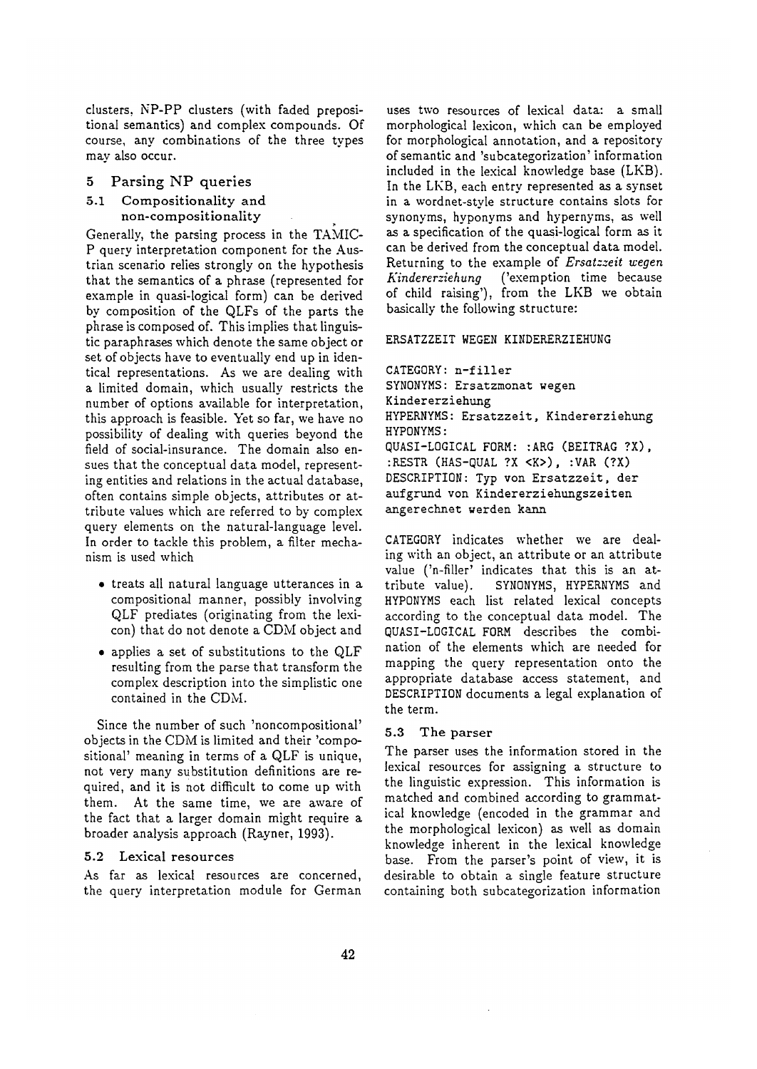clusters, NP-PP clusters (with faded prepositional semantics) and complex compounds. Of course, any combinations of the three types may also occur.

## 5 Parsing NP queries

### 5.1 Compositionality and non-compositionality

Generally, the parsing process in the TAMIC-P query interpretation component for the Austrian scenario relies strongly on the hypothesis that the semantics of a phrase (represented for example in quasi-logical form) can be derived by composition of the QLFs of the parts the phrase is composed of. This implies that linguistic paraphrases which denote the same object or set of objects have to eventually end up in identical representations. As we are dealing with a limited domain, which usually restricts the number of options available for interpretation, this approach is feasible. Yet so far, we have no possibility of dealing with queries beyond the field of social-insurance. The domain also ensues that the conceptual data model, representing entities and relations in the actual database, often contains simple objects, attributes or attribute values which are referred to by complex query elements on the natural-language level. In order to tackle this problem, a filter mechanism is used which

- treats all natural language utterances in a compositional manner, possibly involving QLF prediates (originating from the lexicon) that do not denote a CDM object and
- applies a set of substitutions to the QLF resulting from the parse that transform the complex description into the simplistic one contained in the CDM.

Since the number of such 'noncompositional' objects in the CDM is limited and their 'compositional' meaning in terms of a QLF is unique, not very many substitution definitions are required, and it is not difficult to come up with them. At the same time, we are aware of the fact that a larger domain might require a broader analysis approach (Rayner, 1993).

### 5.2 Lexical resources

As far as lexical resources are concerned, the query interpretation module for German uses two resources of lexical data: a small morphological lexicon, which can be employed for morphological annotation, and a repository of semantic and 'subcategorization' information included in the lexical knowledge base (LKB). In the LKB, each entry represented as a synset in a wordnet-style structure contains slots for synonyms, hyponyms and hypernyms, as well as a specification of the quasi-logical form as it can be derived from the conceptual data model. Returning to the example of *Ersatzzeit wegen Kindererziehung* ('exemption time because of child raising'), from the LKB we obtain basically the following structure:

```
ERSATZZEIT WEGEN KINDERERZIEHUNG

CATEGORY: n-filler
SYNONYMS: Ersatzmonat wegen
Kindererziehung
HYPERNYMS: Ersatzzeit, Kindererziehung
HYPONYMS:
QUASI-LOGICAL FORM: :ARG (BEITRAG ?X),
:RESTR (HAS-QUAL ?X <K>), :VAR (?X)
DESCRIPTION: Typ von Ersatzzeit, der
aufgrund von Kindererziehungszeiten
angerechnet werden kann
```

CATEGORY indicates whether we are dealing with an object, an attribute or an attribute value ('n-filler' indicates that this is an attribute value). SYNONYMS, HYPERNYMS and HYPONYMS each list related lexical concepts according to the conceptual data model. The QUASI-LOGICAL FORM describes the combination of the elements which are needed for mapping the query representation onto the appropriate database access statement, and DESCRIPTION documents a legal explanation of the term.

### 5.3 The parser

The parser uses the information stored in the lexical resources for assigning a structure to the linguistic expression. This information is matched and combined according to grammatical knowledge (encoded in the grammar and the morphological lexicon) as well as domain knowledge inherent in the lexical knowledge base. From the parser's point of view, it is desirable to obtain a single feature structure containing both subcategorization information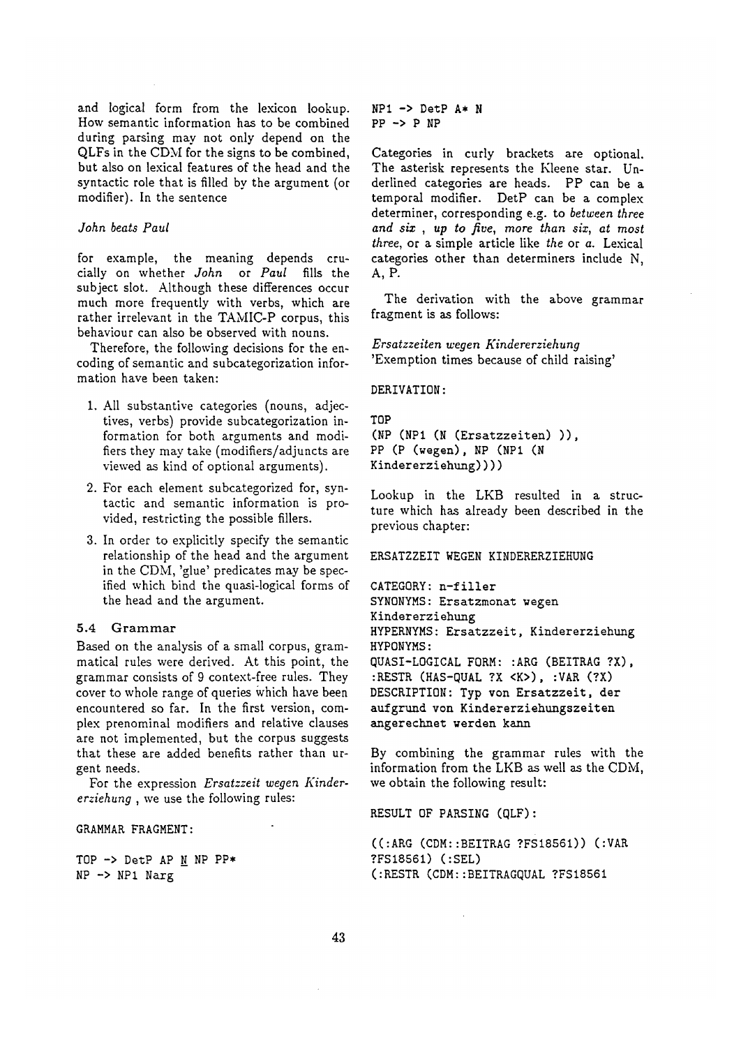and logical form from the lexicon lookup. How semantic information has to be combined during parsing may not only depend on the QLFs in the CDM for the signs to be combined, but also on lexical features of the head and the syntactic role that is filled by the argument (or modifier). In the sentence

*John beats Paul*

for example, the meaning depends crucially on whether *John* or *Paul* fills the subject slot. Although these differences occur much more frequently with verbs, which are rather irrelevant in the TAMIC-P corpus, this behaviour can also be observed with nouns.

Therefore, the following decisions for the encoding of semantic and subcategorization information have been taken:

1. All substantive categories (nouns, adjectives, verbs) provide subcategorization information for both arguments and modifiers they may take (modifiers/adjuncts are viewed as kind of optional arguments).
2. For each element subcategorized for, syntactic and semantic information is provided, restricting the possible fillers.
3. In order to explicitly specify the semantic relationship of the head and the argument in the CDM, 'glue' predicates may be specified which bind the quasi-logical forms of the head and the argument.

### 5.4 Grammar

Based on the analysis of a small corpus, grammatical rules were derived. At this point, the grammar consists of 9 context-free rules. They cover to whole range of queries which have been encountered so far. In the first version, complex prenominal modifiers and relative clauses are not implemented, but the corpus suggests that these are added benefits rather than urgent needs.

For the expression *Ersatzzeit wegen Kindererziehung* , we use the following rules:

```
GRAMMAR FRAGMENT:

TOP -> DetP AP N NP PP*
NP -> NP1 Narg
NP1 -> DetP A* N
PP -> P NP
```

Categories in curly brackets are optional. The asterisk represents the Kleene star. Underlined categories are heads. PP can be a temporal modifier. DetP can be a complex determiner, corresponding e.g. to *between three and six* , *up to five*, *more than six*, *at most three*, or a simple article like *the* or *a*. Lexical categories other than determiners include N, A, P.

The derivation with the above grammar fragment is as follows:

*Ersatzzeiten wegen Kindererziehung*
'Exemption times because of child raising'

```
DERIVATION:

TOP
(NP (NP1 (N (Ersatzzeiten) )),
PP (P (wegen), NP (NP1 (N
Kindererziehung))))
```

Lookup in the LKB resulted in a structure which has already been described in the previous chapter:

```
ERSATZZEIT WEGEN KINDERERZIEHUNG

CATEGORY: n-filler
SYNONYMS: Ersatzmonat wegen
Kindererziehung
HYPERNYMS: Ersatzzeit, Kindererziehung
HYPONYMS:
QUASI-LOGICAL FORM: :ARG (BEITRAG ?X),
:RESTR (HAS-QUAL ?X <K>), :VAR (?X)
DESCRIPTION: Typ von Ersatzzeit, der
aufgrund von Kindererziehungszeiten
angerechnet werden kann
```

By combining the grammar rules with the information from the LKB as well as the CDM, we obtain the following result:

```
RESULT OF PARSING (QLF):

((:ARG (CDM::BEITRAG ?FS18561)) (:VAR
?FS18561) (:SEL)
(:RESTR (CDM::BEITRAGQUAL ?FS18561
```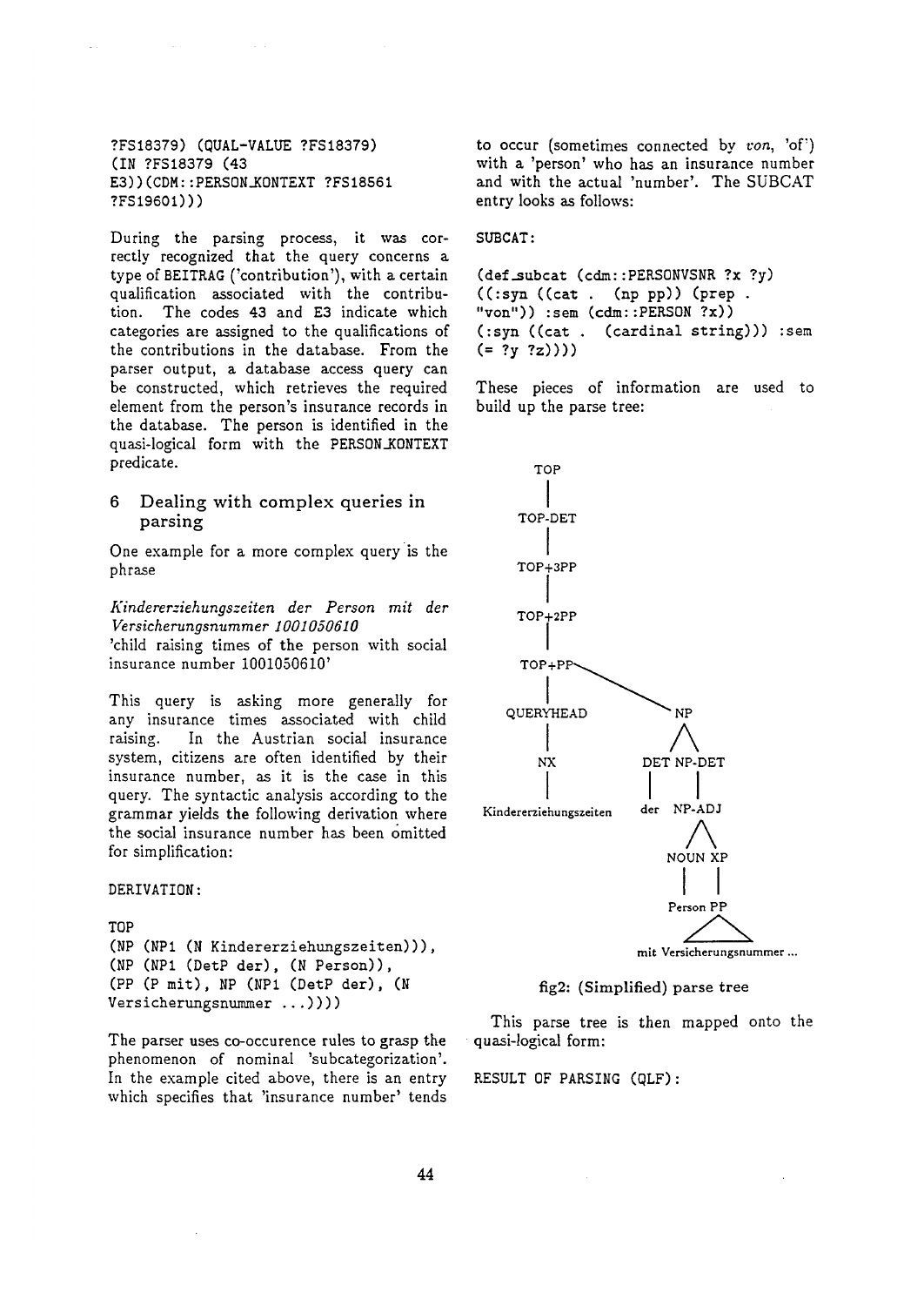```
?FS18379) (QUAL-VALUE ?FS18379)
(IN ?FS18379 (43
E3))(CDM::PERSON_KONTEXT ?FS18561
?FS19601)))
```

During the parsing process, it was correctly recognized that the query concerns a type of BEITRAG ('contribution'), with a certain qualification associated with the contribution. The codes 43 and E3 indicate which categories are assigned to the qualifications of the contributions in the database. From the parser output, a database access query can be constructed, which retrieves the required element from the person's insurance records in the database. The person is identified in the quasi-logical form with the PERSON_KONTEXT predicate.

## 6 Dealing with complex queries in parsing

One example for a more complex query is the phrase

*Kindererziehungszeiten der Person mit der Versicherungsnummer 1001050610*
'child raising times of the person with social insurance number 1001050610'

This query is asking more generally for any insurance times associated with child raising. In the Austrian social insurance system, citizens are often identified by their insurance number, as it is the case in this query. The syntactic analysis according to the grammar yields the following derivation where the social insurance number has been omitted for simplification:

DERIVATION:

```
TOP
(NP (NP1 (N Kindererziehungszeiten))),
(NP (NP1 (DetP der), (N Person)),
(PP (P mit), NP (NP1 (DetP der), (N
Versicherungsnummer ...))))
```

The parser uses co-occurence rules to grasp the phenomenon of nominal 'subcategorization'. In the example cited above, there is an entry which specifies that 'insurance number' tends to occur (sometimes connected by *von*, 'of') with a 'person' who has an insurance number and with the actual 'number'. The SUBCAT entry looks as follows:

SUBCAT:

```
(def_subcat (cdm::PERSONVSNR ?x ?y)
((:syn ((cat . (np pp)) (prep .
"von")) :sem (cdm::PERSON ?x))
(:syn ((cat . (cardinal string))) :sem
(= ?y ?z))))
```

These pieces of information are used to build up the parse tree:

```
TOP
 |
TOP-DET
 |
TOP+3PP
 |
TOP+2PP
 |
TOP+PP
 ├── QUERYHEAD
 │    └── NX
 │         └── Kindererziehungszeiten
 └── NP
      ├── DET
      │    └── der
      └── NP-DET
           └── NP-ADJ
                ├── NOUN
                │    └── Person
                └── XP
                     └── PP
                          └── mit Versicherungsnummer ...
```

**fig2: (Simplified) parse tree**

This parse tree is then mapped onto the quasi-logical form:

RESULT OF PARSING (QLF):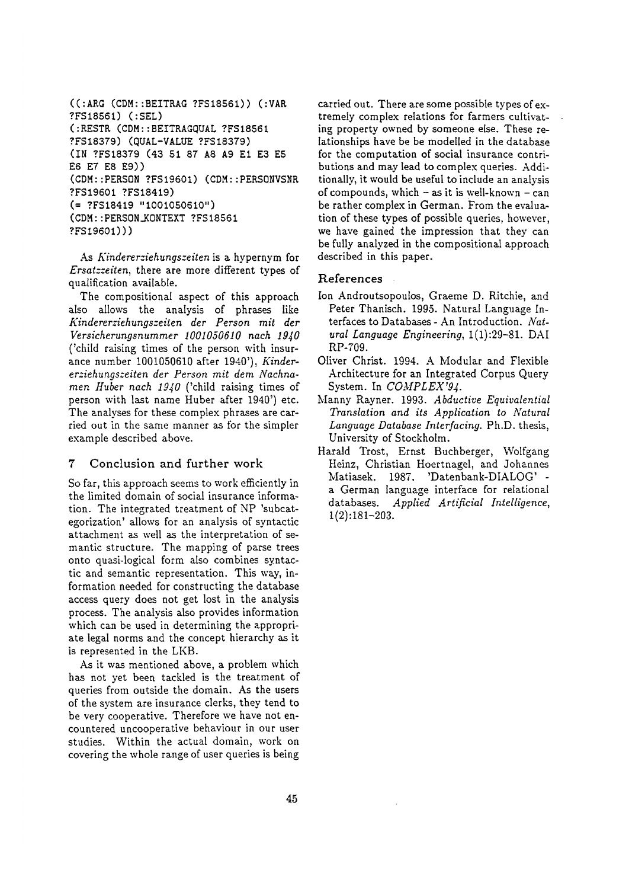```
((:ARG (CDM::BEITRAG ?FS18561)) (:VAR
?FS18561) (:SEL)
(:RESTR (CDM::BEITRAGQUAL ?FS18561
?FS18379) (QUAL-VALUE ?FS18379)
(IN ?FS18379 (43 51 87 A8 A9 E1 E3 E5
E6 E7 E8 E9))
(CDM::PERSON ?FS19601) (CDM::PERSONVSNR
?FS19601 ?FS18419)
(= ?FS18419 "1001050610")
(CDM::PERSON_KONTEXT ?FS18561
?FS19601)))
```

As *Kindererziehungszeiten* is a hypernym for *Ersatzzeiten*, there are more different types of qualification available.

The compositional aspect of this approach also allows the analysis of phrases like *Kindererziehungszeiten der Person mit der Versicherungsnummer 1001050610 nach 1940* ('child raising times of the person with insurance number 1001050610 after 1940'), *Kindererziehungszeiten der Person mit dem Nachnamen Huber nach 1940* ('child raising times of person with last name Huber after 1940') etc. The analyses for these complex phrases are carried out in the same manner as for the simpler example described above.

## 7 Conclusion and further work

So far, this approach seems to work efficiently in the limited domain of social insurance information. The integrated treatment of NP 'subcategorization' allows for an analysis of syntactic attachment as well as the interpretation of semantic structure. The mapping of parse trees onto quasi-logical form also combines syntactic and semantic representation. This way, information needed for constructing the database access query does not get lost in the analysis process. The analysis also provides information which can be used in determining the appropriate legal norms and the concept hierarchy as it is represented in the LKB.

As it was mentioned above, a problem which has not yet been tackled is the treatment of queries from outside the domain. As the users of the system are insurance clerks, they tend to be very cooperative. Therefore we have not encountered uncooperative behaviour in our user studies. Within the actual domain, work on covering the whole range of user queries is being carried out. There are some possible types of extremely complex relations for farmers cultivating property owned by someone else. These relationships have be be modelled in the database for the computation of social insurance contributions and may lead to complex queries. Additionally, it would be useful to include an analysis of compounds, which – as it is well-known – can be rather complex in German. From the evaluation of these types of possible queries, however, we have gained the impression that they can be fully analyzed in the compositional approach described in this paper.

## References

Ion Androutsopoulos, Graeme D. Ritchie, and Peter Thanisch. 1995. Natural Language Interfaces to Databases - An Introduction. *Natural Language Engineering*, 1(1):29–81. DAI RP-709.

Oliver Christ. 1994. A Modular and Flexible Architecture for an Integrated Corpus Query System. In *COMPLEX'94*.

Manny Rayner. 1993. *Abductive Equivalential Translation and its Application to Natural Language Database Interfacing*. Ph.D. thesis, University of Stockholm.

Harald Trost, Ernst Buchberger, Wolfgang Heinz, Christian Hoertnagel, and Johannes Matiasek. 1987. 'Datenbank-DIALOG' - a German language interface for relational databases. *Applied Artificial Intelligence*, 1(2):181–203.